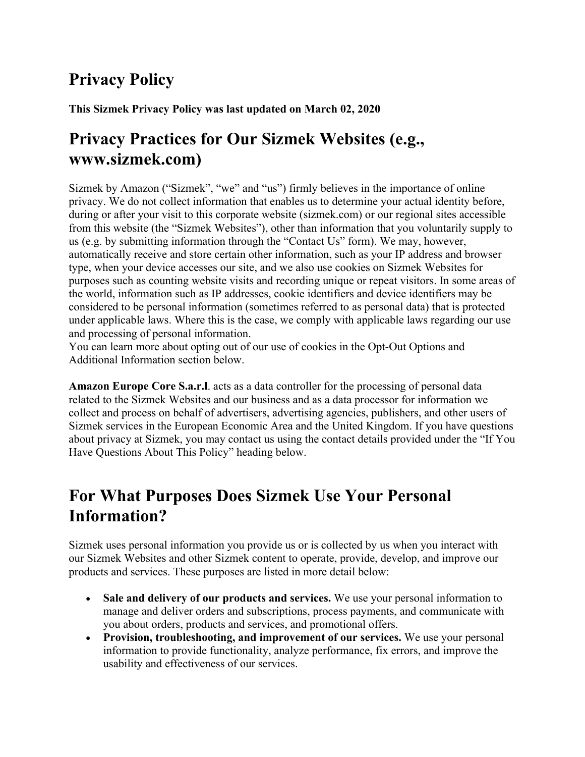# Privacy Policy

**This Sizmek Privacy Policy was last updated on March 02, 2020**

# Privacy Practices for Our Sizmek Websites (e.g., www.sizmek.com)

Sizmek by Amazon ("Sizmek", "we" and "us") firmly believes in the importance of online privacy. We do not collect information that enables us to determine your actual identity before, during or after your visit to this corporate website (sizmek.com) or our regional sites accessible from this website (the "Sizmek Websites"), other than information that you voluntarily supply to us (e.g. by submitting information through the "Contact Us" form). We may, however, automatically receive and store certain other information, such as your IP address and browser type, when your device accesses our site, and we also use cookies on Sizmek Websites for purposes such as counting website visits and recording unique or repeat visitors. In some areas of the world, information such as IP addresses, cookie identifiers and device identifiers may be considered to be personal information (sometimes referred to as personal data) that is protected under applicable laws. Where this is the case, we comply with applicable laws regarding our use and processing of personal information.
You can learn more about opting out of our use of cookies in the Opt-Out Options and Additional Information section below.

**Amazon Europe Core S.a.r.l**. acts as a data controller for the processing of personal data related to the Sizmek Websites and our business and as a data processor for information we collect and process on behalf of advertisers, advertising agencies, publishers, and other users of Sizmek services in the European Economic Area and the United Kingdom. If you have questions about privacy at Sizmek, you may contact us using the contact details provided under the "If You Have Questions About This Policy" heading below.

# For What Purposes Does Sizmek Use Your Personal Information?

Sizmek uses personal information you provide us or is collected by us when you interact with our Sizmek Websites and other Sizmek content to operate, provide, develop, and improve our products and services. These purposes are listed in more detail below:

- **Sale and delivery of our products and services.** We use your personal information to manage and deliver orders and subscriptions, process payments, and communicate with you about orders, products and services, and promotional offers.
- **Provision, troubleshooting, and improvement of our services.** We use your personal information to provide functionality, analyze performance, fix errors, and improve the usability and effectiveness of our services.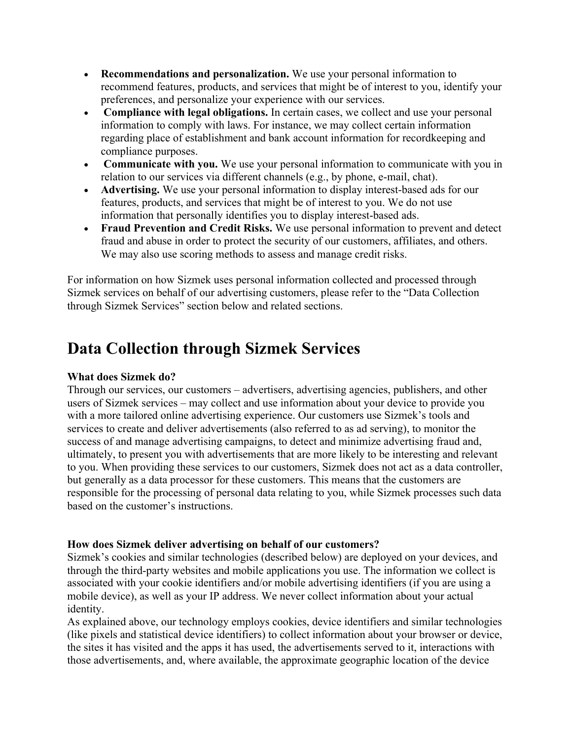- **Recommendations and personalization.** We use your personal information to recommend features, products, and services that might be of interest to you, identify your preferences, and personalize your experience with our services.
- **Compliance with legal obligations.** In certain cases, we collect and use your personal information to comply with laws. For instance, we may collect certain information regarding place of establishment and bank account information for recordkeeping and compliance purposes.
- **Communicate with you.** We use your personal information to communicate with you in relation to our services via different channels (e.g., by phone, e-mail, chat).
- **Advertising.** We use your personal information to display interest-based ads for our features, products, and services that might be of interest to you. We do not use information that personally identifies you to display interest-based ads.
- **Fraud Prevention and Credit Risks.** We use personal information to prevent and detect fraud and abuse in order to protect the security of our customers, affiliates, and others. We may also use scoring methods to assess and manage credit risks.

For information on how Sizmek uses personal information collected and processed through Sizmek services on behalf of our advertising customers, please refer to the "Data Collection through Sizmek Services" section below and related sections.

# Data Collection through Sizmek Services

**What does Sizmek do?**

Through our services, our customers – advertisers, advertising agencies, publishers, and other users of Sizmek services – may collect and use information about your device to provide you with a more tailored online advertising experience. Our customers use Sizmek's tools and services to create and deliver advertisements (also referred to as ad serving), to monitor the success of and manage advertising campaigns, to detect and minimize advertising fraud and, ultimately, to present you with advertisements that are more likely to be interesting and relevant to you. When providing these services to our customers, Sizmek does not act as a data controller, but generally as a data processor for these customers. This means that the customers are responsible for the processing of personal data relating to you, while Sizmek processes such data based on the customer's instructions.

**How does Sizmek deliver advertising on behalf of our customers?**

Sizmek's cookies and similar technologies (described below) are deployed on your devices, and through the third-party websites and mobile applications you use. The information we collect is associated with your cookie identifiers and/or mobile advertising identifiers (if you are using a mobile device), as well as your IP address. We never collect information about your actual identity.

As explained above, our technology employs cookies, device identifiers and similar technologies (like pixels and statistical device identifiers) to collect information about your browser or device, the sites it has visited and the apps it has used, the advertisements served to it, interactions with those advertisements, and, where available, the approximate geographic location of the device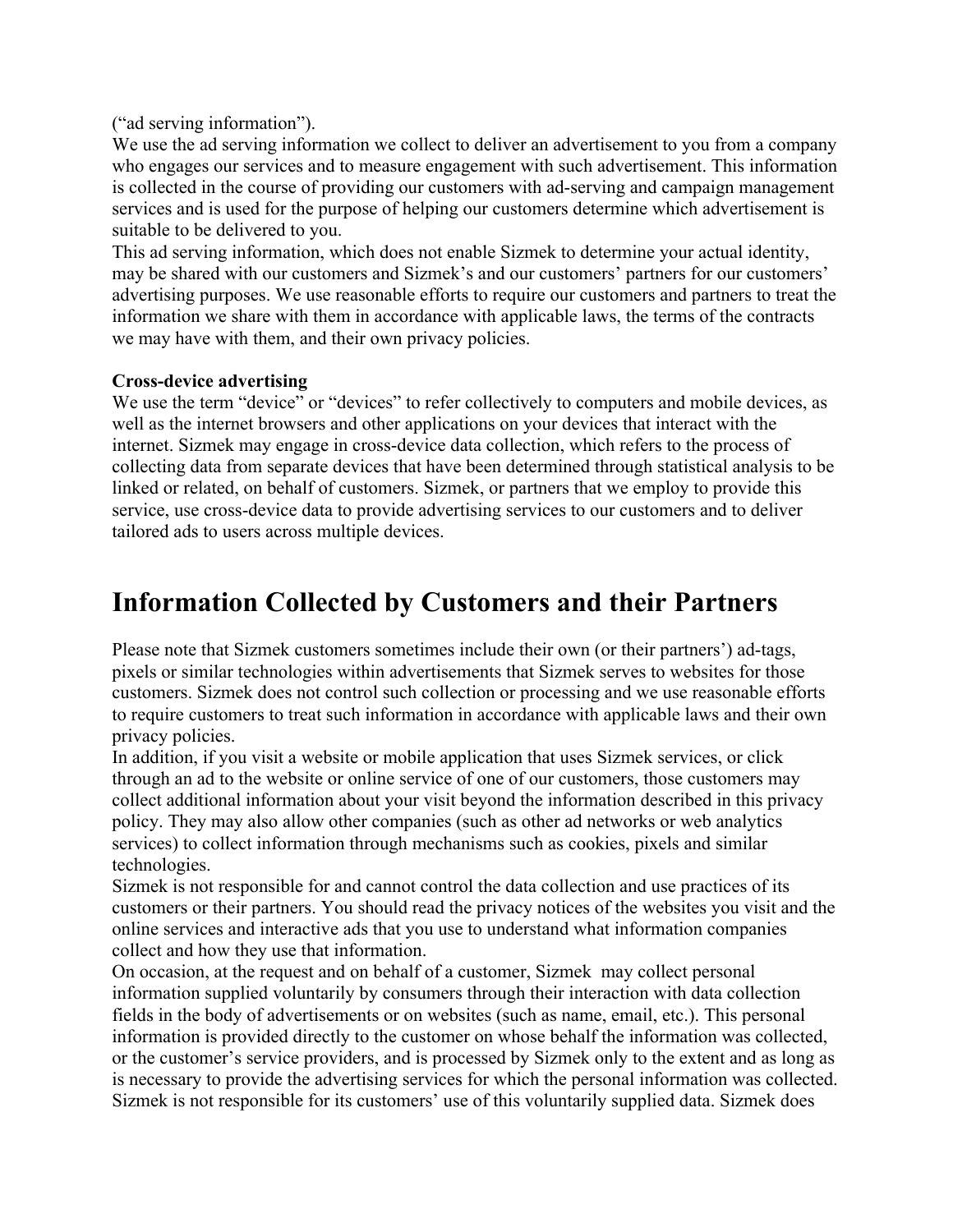(“ad serving information”).

We use the ad serving information we collect to deliver an advertisement to you from a company who engages our services and to measure engagement with such advertisement. This information is collected in the course of providing our customers with ad-serving and campaign management services and is used for the purpose of helping our customers determine which advertisement is suitable to be delivered to you.

This ad serving information, which does not enable Sizmek to determine your actual identity, may be shared with our customers and Sizmek’s and our customers’ partners for our customers’ advertising purposes. We use reasonable efforts to require our customers and partners to treat the information we share with them in accordance with applicable laws, the terms of the contracts we may have with them, and their own privacy policies.

**Cross-device advertising**

We use the term “device” or “devices” to refer collectively to computers and mobile devices, as well as the internet browsers and other applications on your devices that interact with the internet. Sizmek may engage in cross-device data collection, which refers to the process of collecting data from separate devices that have been determined through statistical analysis to be linked or related, on behalf of customers. Sizmek, or partners that we employ to provide this service, use cross-device data to provide advertising services to our customers and to deliver tailored ads to users across multiple devices.

# Information Collected by Customers and their Partners

Please note that Sizmek customers sometimes include their own (or their partners’) ad-tags, pixels or similar technologies within advertisements that Sizmek serves to websites for those customers. Sizmek does not control such collection or processing and we use reasonable efforts to require customers to treat such information in accordance with applicable laws and their own privacy policies.

In addition, if you visit a website or mobile application that uses Sizmek services, or click through an ad to the website or online service of one of our customers, those customers may collect additional information about your visit beyond the information described in this privacy policy. They may also allow other companies (such as other ad networks or web analytics services) to collect information through mechanisms such as cookies, pixels and similar technologies.

Sizmek is not responsible for and cannot control the data collection and use practices of its customers or their partners. You should read the privacy notices of the websites you visit and the online services and interactive ads that you use to understand what information companies collect and how they use that information.

On occasion, at the request and on behalf of a customer, Sizmek may collect personal information supplied voluntarily by consumers through their interaction with data collection fields in the body of advertisements or on websites (such as name, email, etc.). This personal information is provided directly to the customer on whose behalf the information was collected, or the customer’s service providers, and is processed by Sizmek only to the extent and as long as is necessary to provide the advertising services for which the personal information was collected. Sizmek is not responsible for its customers’ use of this voluntarily supplied data. Sizmek does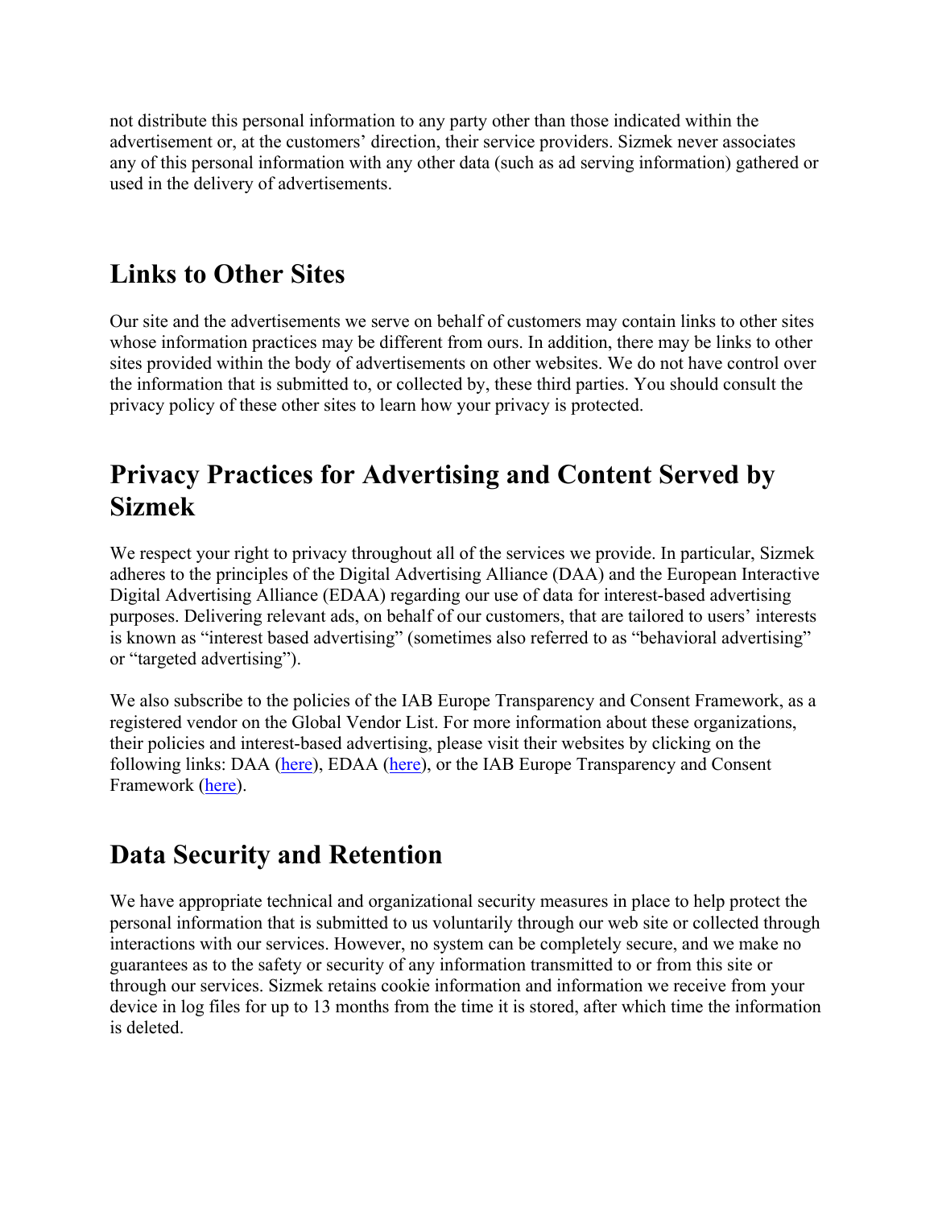not distribute this personal information to any party other than those indicated within the advertisement or, at the customers' direction, their service providers. Sizmek never associates any of this personal information with any other data (such as ad serving information) gathered or used in the delivery of advertisements.

## Links to Other Sites

Our site and the advertisements we serve on behalf of customers may contain links to other sites whose information practices may be different from ours. In addition, there may be links to other sites provided within the body of advertisements on other websites. We do not have control over the information that is submitted to, or collected by, these third parties. You should consult the privacy policy of these other sites to learn how your privacy is protected.

## Privacy Practices for Advertising and Content Served by Sizmek

We respect your right to privacy throughout all of the services we provide. In particular, Sizmek adheres to the principles of the Digital Advertising Alliance (DAA) and the European Interactive Digital Advertising Alliance (EDAA) regarding our use of data for interest-based advertising purposes. Delivering relevant ads, on behalf of our customers, that are tailored to users' interests is known as "interest based advertising" (sometimes also referred to as "behavioral advertising" or "targeted advertising").

We also subscribe to the policies of the IAB Europe Transparency and Consent Framework, as a registered vendor on the Global Vendor List. For more information about these organizations, their policies and interest-based advertising, please visit their websites by clicking on the following links: DAA (here), EDAA (here), or the IAB Europe Transparency and Consent Framework (here).

## Data Security and Retention

We have appropriate technical and organizational security measures in place to help protect the personal information that is submitted to us voluntarily through our web site or collected through interactions with our services. However, no system can be completely secure, and we make no guarantees as to the safety or security of any information transmitted to or from this site or through our services. Sizmek retains cookie information and information we receive from your device in log files for up to 13 months from the time it is stored, after which time the information is deleted.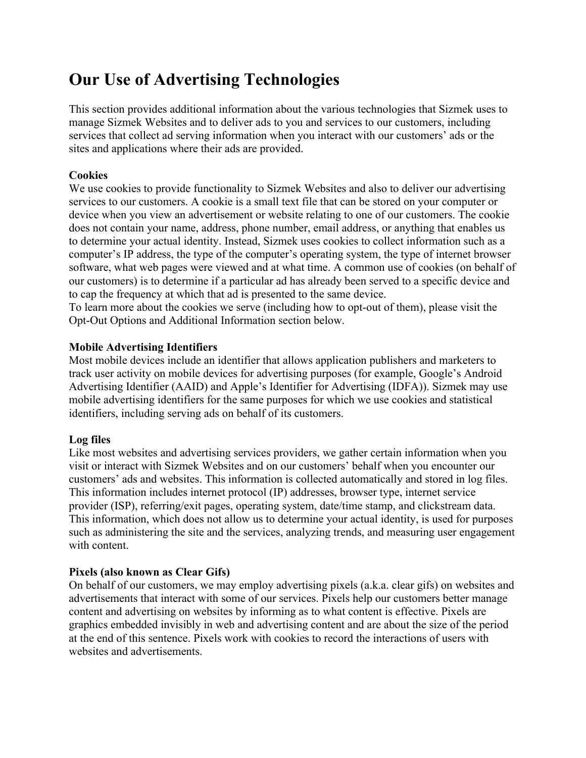# Our Use of Advertising Technologies

This section provides additional information about the various technologies that Sizmek uses to manage Sizmek Websites and to deliver ads to you and services to our customers, including services that collect ad serving information when you interact with our customers' ads or the sites and applications where their ads are provided.

**Cookies**

We use cookies to provide functionality to Sizmek Websites and also to deliver our advertising services to our customers. A cookie is a small text file that can be stored on your computer or device when you view an advertisement or website relating to one of our customers. The cookie does not contain your name, address, phone number, email address, or anything that enables us to determine your actual identity. Instead, Sizmek uses cookies to collect information such as a computer's IP address, the type of the computer's operating system, the type of internet browser software, what web pages were viewed and at what time. A common use of cookies (on behalf of our customers) is to determine if a particular ad has already been served to a specific device and to cap the frequency at which that ad is presented to the same device.

To learn more about the cookies we serve (including how to opt-out of them), please visit the Opt-Out Options and Additional Information section below.

**Mobile Advertising Identifiers**

Most mobile devices include an identifier that allows application publishers and marketers to track user activity on mobile devices for advertising purposes (for example, Google's Android Advertising Identifier (AAID) and Apple's Identifier for Advertising (IDFA)). Sizmek may use mobile advertising identifiers for the same purposes for which we use cookies and statistical identifiers, including serving ads on behalf of its customers.

**Log files**

Like most websites and advertising services providers, we gather certain information when you visit or interact with Sizmek Websites and on our customers' behalf when you encounter our customers' ads and websites. This information is collected automatically and stored in log files. This information includes internet protocol (IP) addresses, browser type, internet service provider (ISP), referring/exit pages, operating system, date/time stamp, and clickstream data. This information, which does not allow us to determine your actual identity, is used for purposes such as administering the site and the services, analyzing trends, and measuring user engagement with content.

**Pixels (also known as Clear Gifs)**

On behalf of our customers, we may employ advertising pixels (a.k.a. clear gifs) on websites and advertisements that interact with some of our services. Pixels help our customers better manage content and advertising on websites by informing as to what content is effective. Pixels are graphics embedded invisibly in web and advertising content and are about the size of the period at the end of this sentence. Pixels work with cookies to record the interactions of users with websites and advertisements.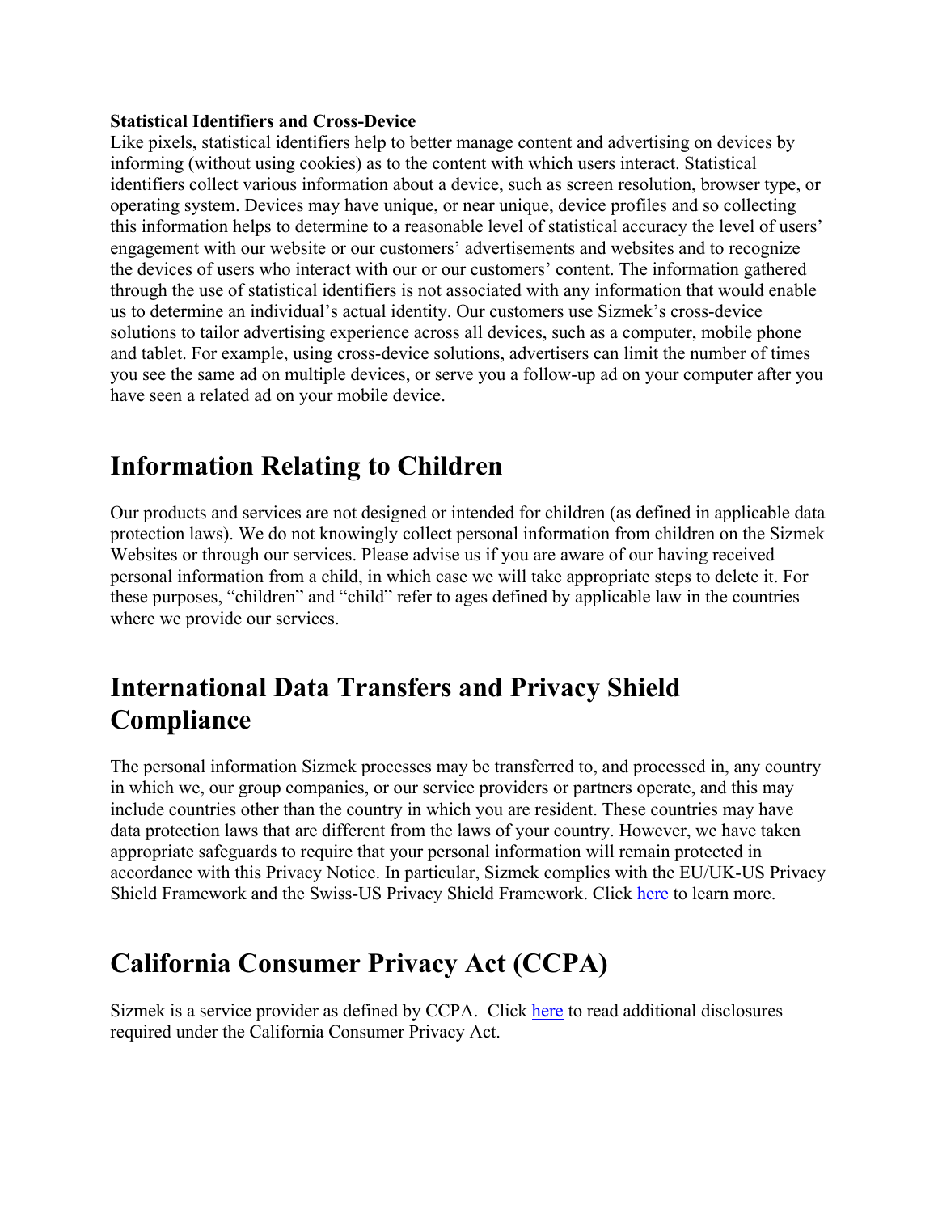**Statistical Identifiers and Cross-Device**

Like pixels, statistical identifiers help to better manage content and advertising on devices by informing (without using cookies) as to the content with which users interact. Statistical identifiers collect various information about a device, such as screen resolution, browser type, or operating system. Devices may have unique, or near unique, device profiles and so collecting this information helps to determine to a reasonable level of statistical accuracy the level of users' engagement with our website or our customers' advertisements and websites and to recognize the devices of users who interact with our or our customers' content. The information gathered through the use of statistical identifiers is not associated with any information that would enable us to determine an individual's actual identity. Our customers use Sizmek's cross-device solutions to tailor advertising experience across all devices, such as a computer, mobile phone and tablet. For example, using cross-device solutions, advertisers can limit the number of times you see the same ad on multiple devices, or serve you a follow-up ad on your computer after you have seen a related ad on your mobile device.

# Information Relating to Children

Our products and services are not designed or intended for children (as defined in applicable data protection laws). We do not knowingly collect personal information from children on the Sizmek Websites or through our services. Please advise us if you are aware of our having received personal information from a child, in which case we will take appropriate steps to delete it. For these purposes, "children" and "child" refer to ages defined by applicable law in the countries where we provide our services.

# International Data Transfers and Privacy Shield Compliance

The personal information Sizmek processes may be transferred to, and processed in, any country in which we, our group companies, or our service providers or partners operate, and this may include countries other than the country in which you are resident. These countries may have data protection laws that are different from the laws of your country. However, we have taken appropriate safeguards to require that your personal information will remain protected in accordance with this Privacy Notice. In particular, Sizmek complies with the EU/UK-US Privacy Shield Framework and the Swiss-US Privacy Shield Framework. Click here to learn more.

# California Consumer Privacy Act (CCPA)

Sizmek is a service provider as defined by CCPA. Click here to read additional disclosures required under the California Consumer Privacy Act.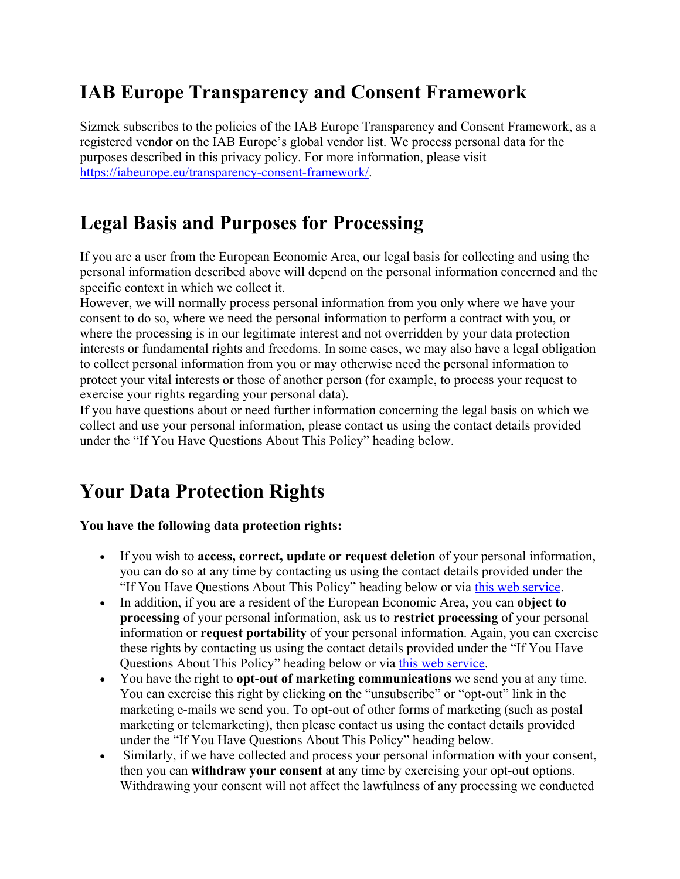## IAB Europe Transparency and Consent Framework

Sizmek subscribes to the policies of the IAB Europe Transparency and Consent Framework, as a registered vendor on the IAB Europe's global vendor list. We process personal data for the purposes described in this privacy policy. For more information, please visit [https://iabeurope.eu/transparency-consent-framework/](https://iabeurope.eu/transparency-consent-framework/).

## Legal Basis and Purposes for Processing

If you are a user from the European Economic Area, our legal basis for collecting and using the personal information described above will depend on the personal information concerned and the specific context in which we collect it.
However, we will normally process personal information from you only where we have your consent to do so, where we need the personal information to perform a contract with you, or where the processing is in our legitimate interest and not overridden by your data protection interests or fundamental rights and freedoms. In some cases, we may also have a legal obligation to collect personal information from you or may otherwise need the personal information to protect your vital interests or those of another person (for example, to process your request to exercise your rights regarding your personal data).
If you have questions about or need further information concerning the legal basis on which we collect and use your personal information, please contact us using the contact details provided under the "If You Have Questions About This Policy" heading below.

## Your Data Protection Rights

**You have the following data protection rights:**

- If you wish to **access, correct, update or request deletion** of your personal information, you can do so at any time by contacting us using the contact details provided under the "If You Have Questions About This Policy" heading below or via this web service.
- In addition, if you are a resident of the European Economic Area, you can **object to processing** of your personal information, ask us to **restrict processing** of your personal information or **request portability** of your personal information. Again, you can exercise these rights by contacting us using the contact details provided under the "If You Have Questions About This Policy" heading below or via this web service.
- You have the right to **opt-out of marketing communications** we send you at any time. You can exercise this right by clicking on the "unsubscribe" or "opt-out" link in the marketing e-mails we send you. To opt-out of other forms of marketing (such as postal marketing or telemarketing), then please contact us using the contact details provided under the "If You Have Questions About This Policy" heading below.
- Similarly, if we have collected and process your personal information with your consent, then you can **withdraw your consent** at any time by exercising your opt-out options. Withdrawing your consent will not affect the lawfulness of any processing we conducted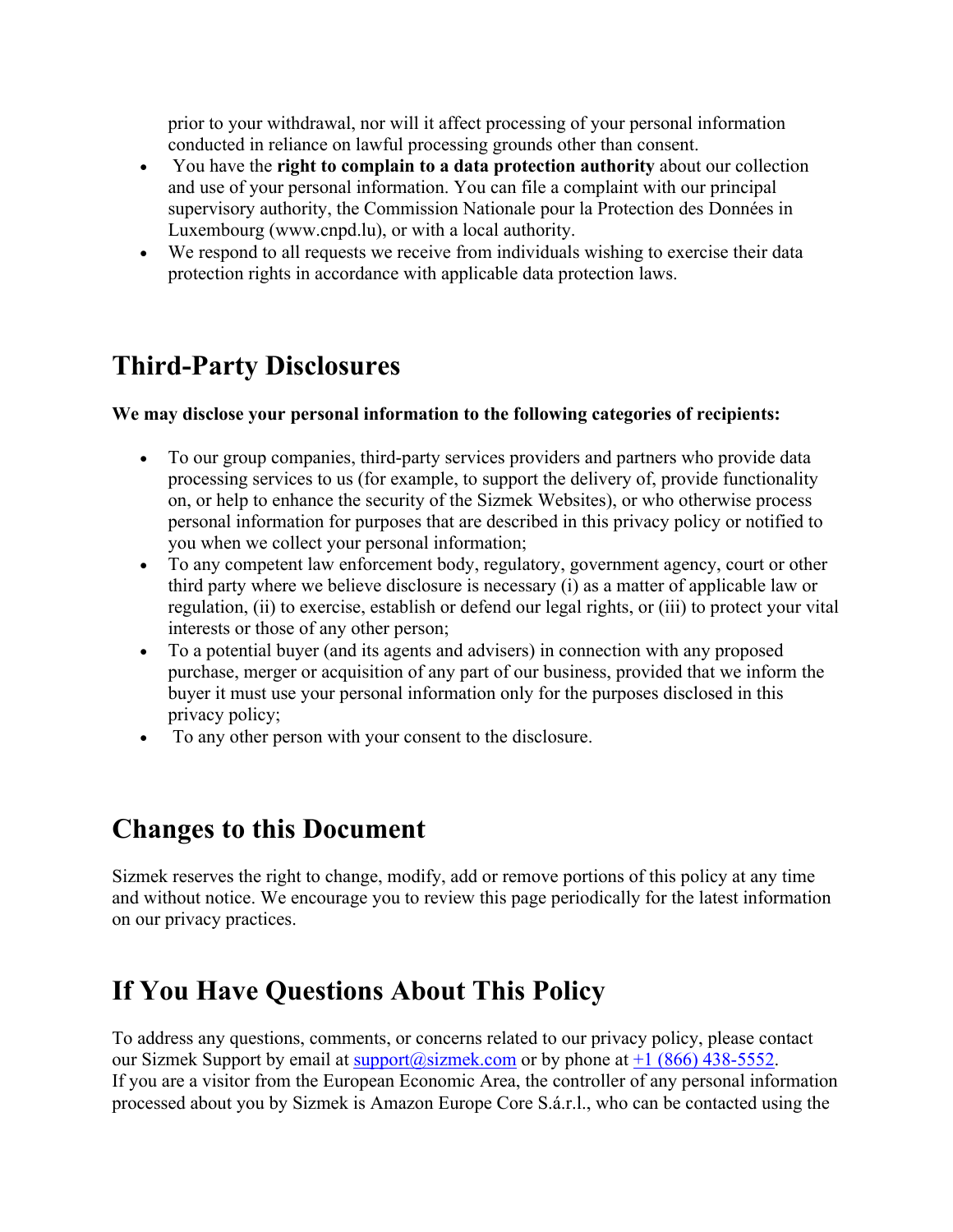prior to your withdrawal, nor will it affect processing of your personal information conducted in reliance on lawful processing grounds other than consent.

- You have the **right to complain to a data protection authority** about our collection and use of your personal information. You can file a complaint with our principal supervisory authority, the Commission Nationale pour la Protection des Données in Luxembourg (www.cnpd.lu), or with a local authority.
- We respond to all requests we receive from individuals wishing to exercise their data protection rights in accordance with applicable data protection laws.

## Third-Party Disclosures

**We may disclose your personal information to the following categories of recipients:**

- To our group companies, third-party services providers and partners who provide data processing services to us (for example, to support the delivery of, provide functionality on, or help to enhance the security of the Sizmek Websites), or who otherwise process personal information for purposes that are described in this privacy policy or notified to you when we collect your personal information;
- To any competent law enforcement body, regulatory, government agency, court or other third party where we believe disclosure is necessary (i) as a matter of applicable law or regulation, (ii) to exercise, establish or defend our legal rights, or (iii) to protect your vital interests or those of any other person;
- To a potential buyer (and its agents and advisers) in connection with any proposed purchase, merger or acquisition of any part of our business, provided that we inform the buyer it must use your personal information only for the purposes disclosed in this privacy policy;
- To any other person with your consent to the disclosure.

## Changes to this Document

Sizmek reserves the right to change, modify, add or remove portions of this policy at any time and without notice. We encourage you to review this page periodically for the latest information on our privacy practices.

## If You Have Questions About This Policy

To address any questions, comments, or concerns related to our privacy policy, please contact our Sizmek Support by email at support@sizmek.com or by phone at +1 (866) 438-5552.
If you are a visitor from the European Economic Area, the controller of any personal information processed about you by Sizmek is Amazon Europe Core S.á.r.l., who can be contacted using the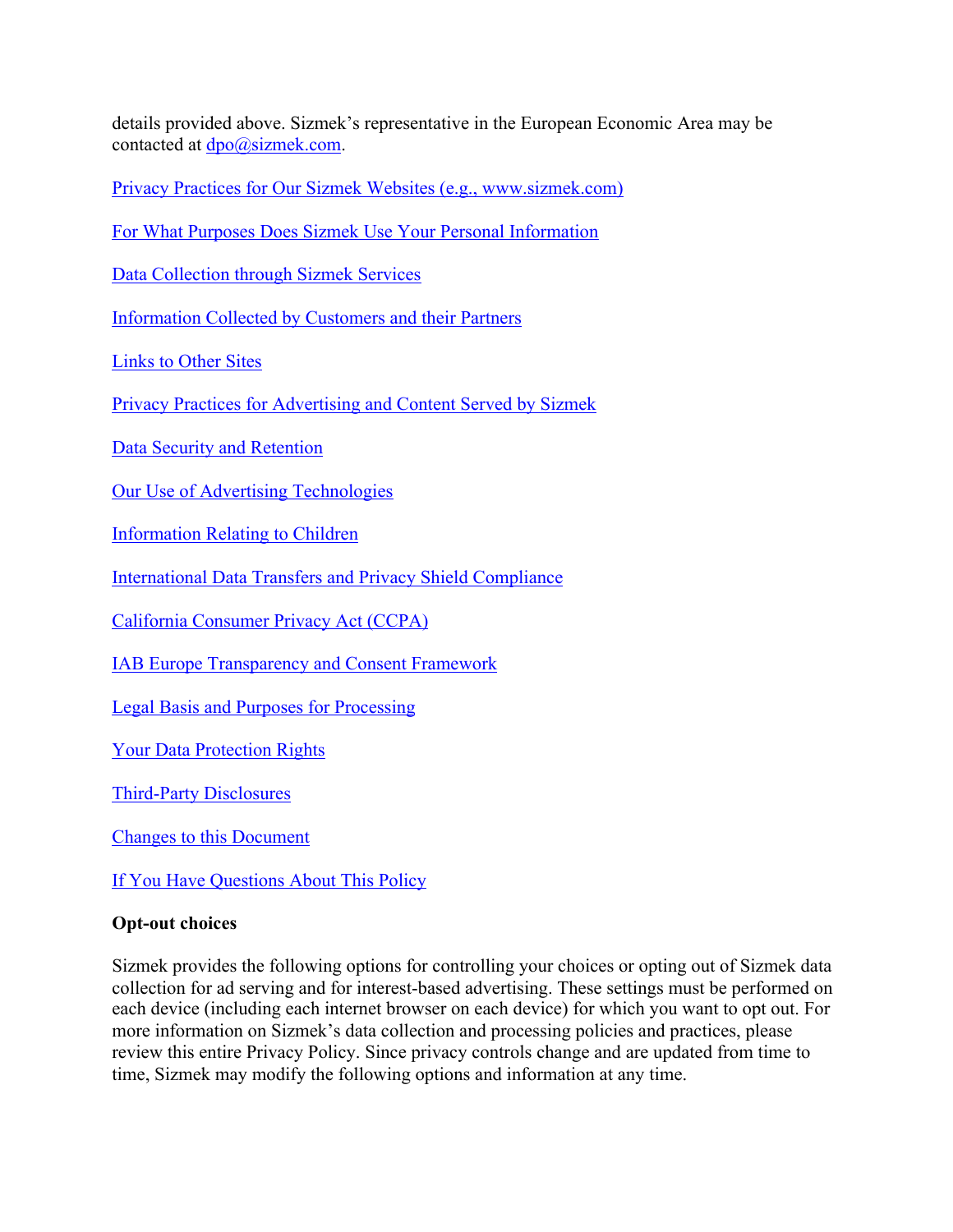details provided above. Sizmek's representative in the European Economic Area may be contacted at dpo@sizmek.com.

Privacy Practices for Our Sizmek Websites (e.g., www.sizmek.com)

For What Purposes Does Sizmek Use Your Personal Information

Data Collection through Sizmek Services

Information Collected by Customers and their Partners

Links to Other Sites

Privacy Practices for Advertising and Content Served by Sizmek

Data Security and Retention

Our Use of Advertising Technologies

Information Relating to Children

International Data Transfers and Privacy Shield Compliance

California Consumer Privacy Act (CCPA)

IAB Europe Transparency and Consent Framework

Legal Basis and Purposes for Processing

Your Data Protection Rights

Third-Party Disclosures

Changes to this Document

If You Have Questions About This Policy

**Opt-out choices**

Sizmek provides the following options for controlling your choices or opting out of Sizmek data collection for ad serving and for interest-based advertising. These settings must be performed on each device (including each internet browser on each device) for which you want to opt out. For more information on Sizmek's data collection and processing policies and practices, please review this entire Privacy Policy. Since privacy controls change and are updated from time to time, Sizmek may modify the following options and information at any time.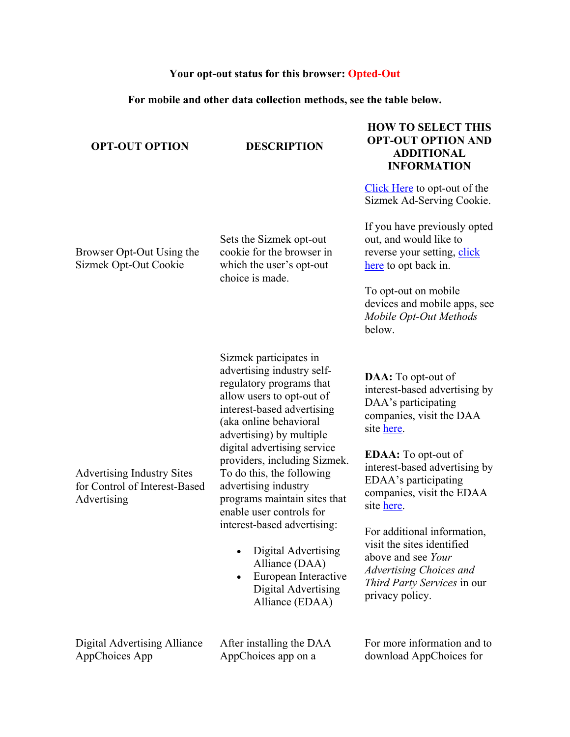**Your opt-out status for this browser: Opted-Out**

**For mobile and other data collection methods, see the table below.**

| OPT-OUT OPTION | DESCRIPTION | HOW TO SELECT THIS OPT-OUT OPTION AND ADDITIONAL INFORMATION |
|---|---|---|
| Browser Opt-Out Using the Sizmek Opt-Out Cookie | Sets the Sizmek opt-out cookie for the browser in which the user's opt-out choice is made. | Click Here to opt-out of the Sizmek Ad-Serving Cookie.<br><br>If you have previously opted out, and would like to reverse your setting, click here to opt back in.<br><br>To opt-out on mobile devices and mobile apps, see *Mobile Opt-Out Methods* below. |
| Advertising Industry Sites for Control of Interest-Based Advertising | Sizmek participates in advertising industry self-regulatory programs that allow users to opt-out of interest-based advertising (aka online behavioral advertising) by multiple digital advertising service providers, including Sizmek. To do this, the following advertising industry programs maintain sites that enable user controls for interest-based advertising:<br><br>• Digital Advertising Alliance (DAA)<br>• European Interactive Digital Advertising Alliance (EDAA) | **DAA:** To opt-out of interest-based advertising by DAA's participating companies, visit the DAA site here.<br><br>**EDAA:** To opt-out of interest-based advertising by EDAA's participating companies, visit the EDAA site here.<br><br>For additional information, visit the sites identified above and see *Your Advertising Choices and Third Party Services* in our privacy policy. |
| Digital Advertising Alliance AppChoices App | After installing the DAA AppChoices app on a | For more information and to download AppChoices for |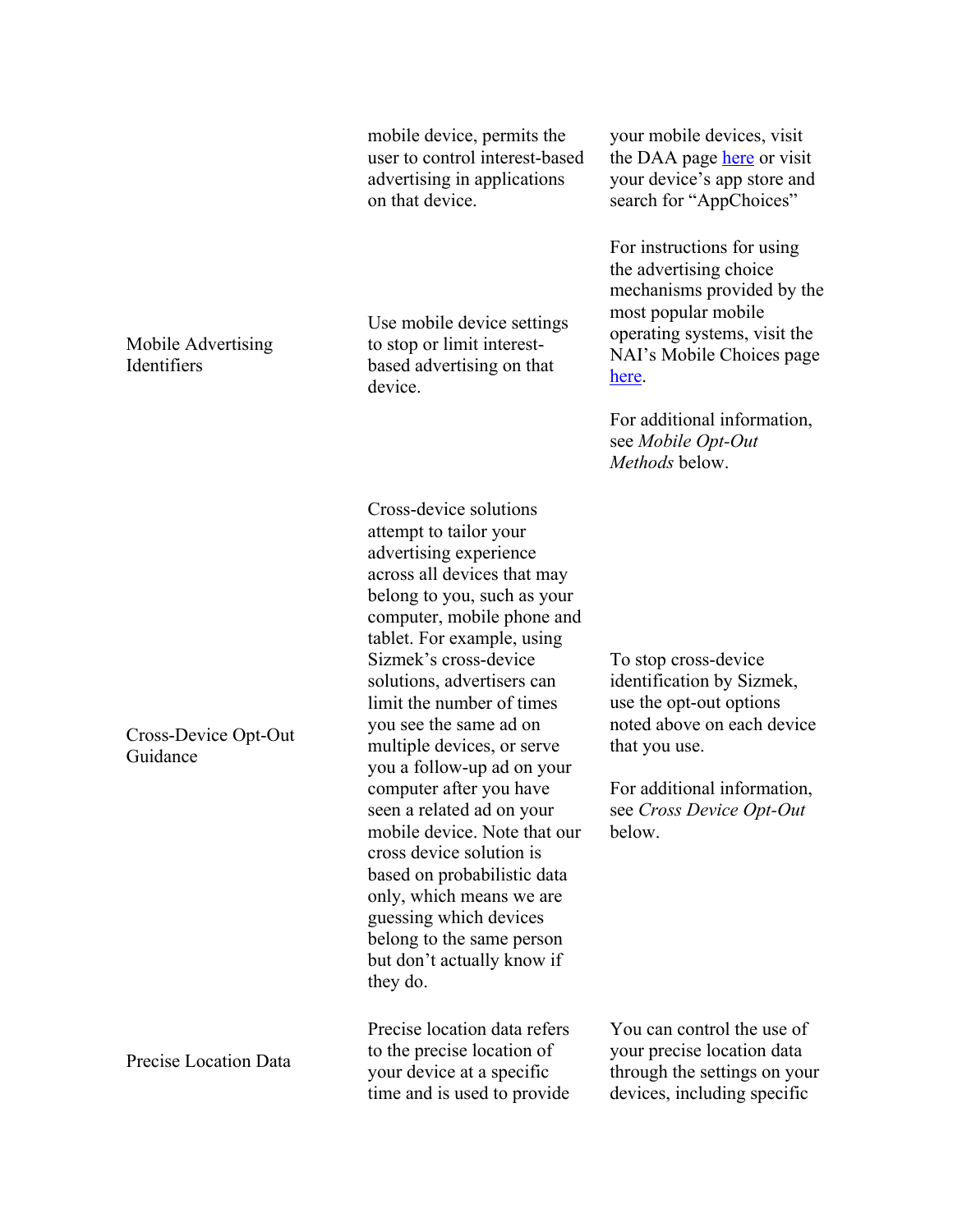| | | |
|---|---|---|
| | mobile device, permits the user to control interest-based advertising in applications on that device. | your mobile devices, visit the DAA page here or visit your device's app store and search for "AppChoices" |
| Mobile Advertising Identifiers | Use mobile device settings to stop or limit interest-based advertising on that device. | For instructions for using the advertising choice mechanisms provided by the most popular mobile operating systems, visit the NAI's Mobile Choices page here.<br><br>For additional information, see *Mobile Opt-Out Methods* below. |
| Cross-Device Opt-Out Guidance | Cross-device solutions attempt to tailor your advertising experience across all devices that may belong to you, such as your computer, mobile phone and tablet. For example, using Sizmek's cross-device solutions, advertisers can limit the number of times you see the same ad on multiple devices, or serve you a follow-up ad on your computer after you have seen a related ad on your mobile device. Note that our cross device solution is based on probabilistic data only, which means we are guessing which devices belong to the same person but don't actually know if they do. | To stop cross-device identification by Sizmek, use the opt-out options noted above on each device that you use.<br><br>For additional information, see *Cross Device Opt-Out* below. |
| Precise Location Data | Precise location data refers to the precise location of your device at a specific time and is used to provide | You can control the use of your precise location data through the settings on your devices, including specific |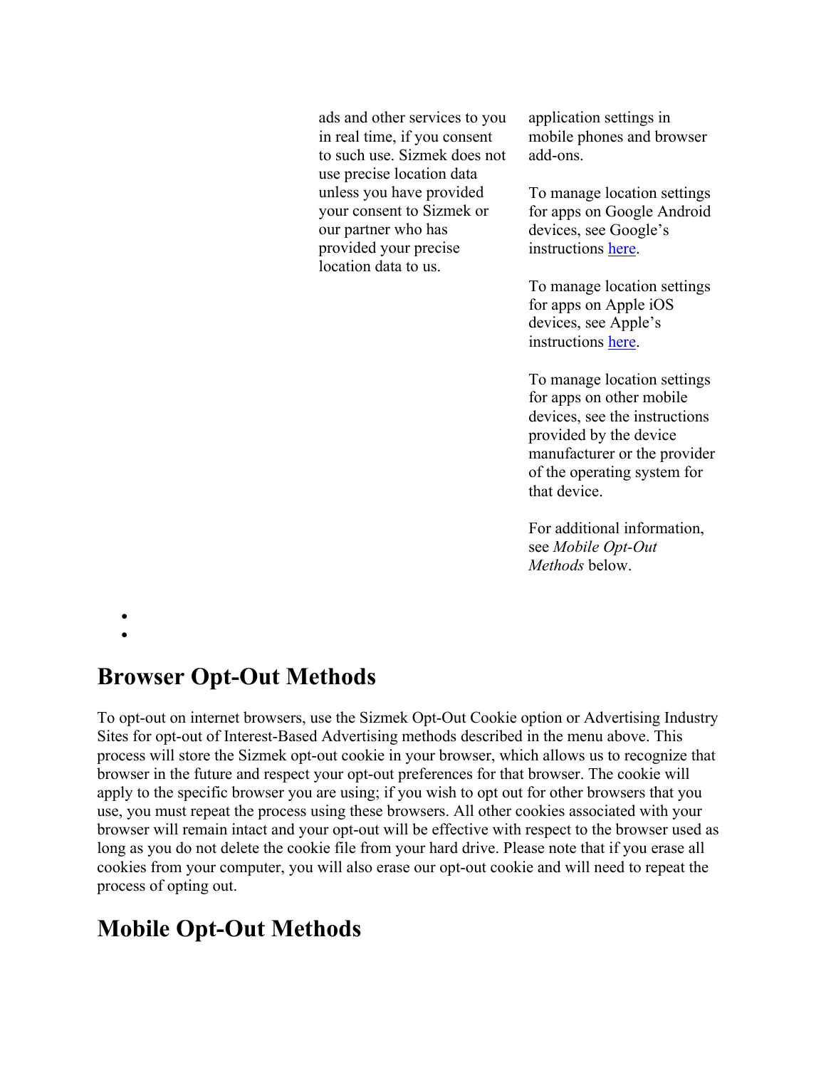| | ads and other services to you in real time, if you consent to such use. Sizmek does not use precise location data unless you have provided your consent to Sizmek or our partner who has provided your precise location data to us. | application settings in mobile phones and browser add-ons.<br><br>To manage location settings for apps on Google Android devices, see Google's instructions here.<br><br>To manage location settings for apps on Apple iOS devices, see Apple's instructions here.<br><br>To manage location settings for apps on other mobile devices, see the instructions provided by the device manufacturer or the provider of the operating system for that device.<br><br>For additional information, see *Mobile Opt-Out Methods* below. |
|---|---|---|

## Browser Opt-Out Methods

To opt-out on internet browsers, use the Sizmek Opt-Out Cookie option or Advertising Industry Sites for opt-out of Interest-Based Advertising methods described in the menu above. This process will store the Sizmek opt-out cookie in your browser, which allows us to recognize that browser in the future and respect your opt-out preferences for that browser. The cookie will apply to the specific browser you are using; if you wish to opt out for other browsers that you use, you must repeat the process using these browsers. All other cookies associated with your browser will remain intact and your opt-out will be effective with respect to the browser used as long as you do not delete the cookie file from your hard drive. Please note that if you erase all cookies from your computer, you will also erase our opt-out cookie and will need to repeat the process of opting out.

## Mobile Opt-Out Methods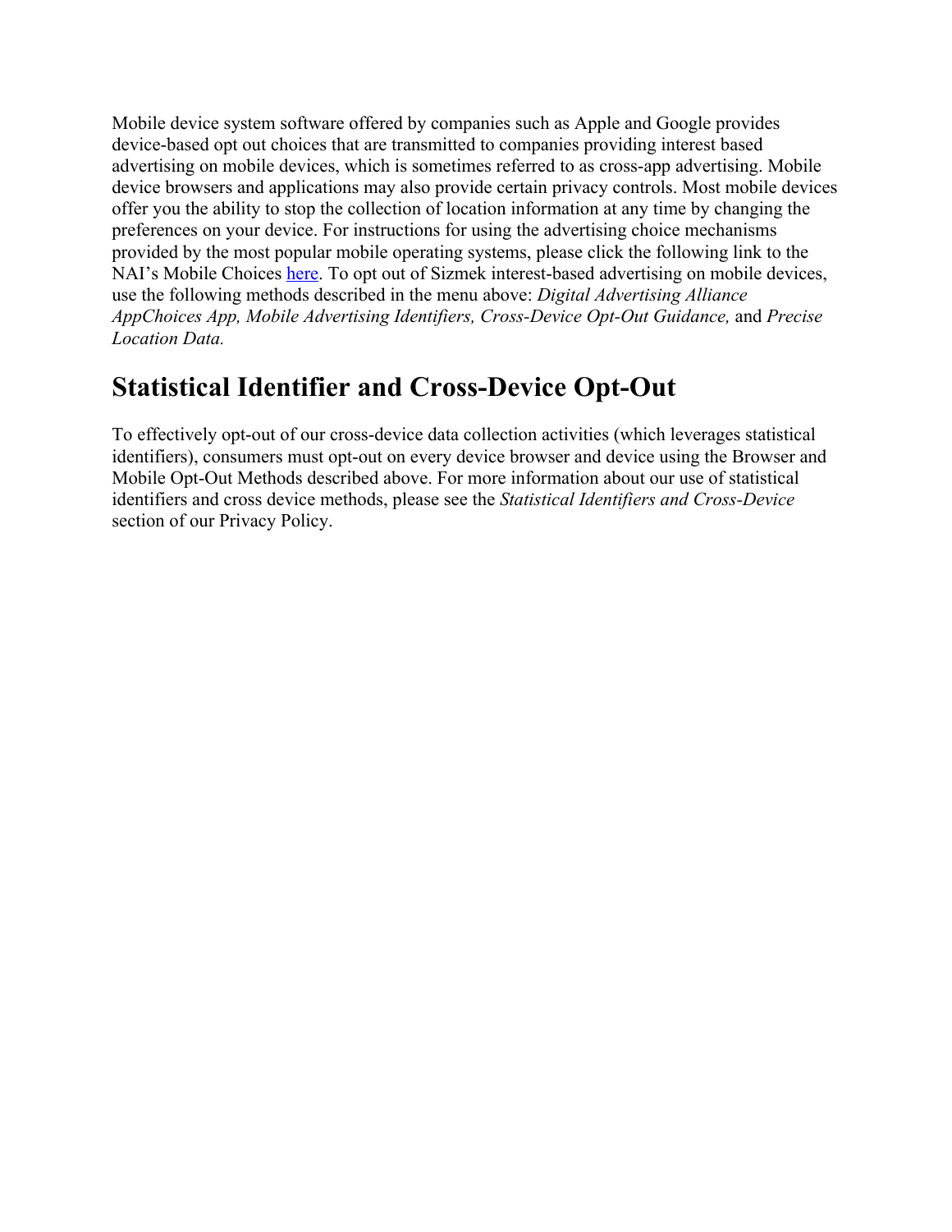Mobile device system software offered by companies such as Apple and Google provides device-based opt out choices that are transmitted to companies providing interest based advertising on mobile devices, which is sometimes referred to as cross-app advertising. Mobile device browsers and applications may also provide certain privacy controls. Most mobile devices offer you the ability to stop the collection of location information at any time by changing the preferences on your device. For instructions for using the advertising choice mechanisms provided by the most popular mobile operating systems, please click the following link to the NAI's Mobile Choices here. To opt out of Sizmek interest-based advertising on mobile devices, use the following methods described in the menu above: *Digital Advertising Alliance AppChoices App, Mobile Advertising Identifiers, Cross-Device Opt-Out Guidance,* and *Precise Location Data.*

## Statistical Identifier and Cross-Device Opt-Out

To effectively opt-out of our cross-device data collection activities (which leverages statistical identifiers), consumers must opt-out on every device browser and device using the Browser and Mobile Opt-Out Methods described above. For more information about our use of statistical identifiers and cross device methods, please see the *Statistical Identifiers and Cross-Device* section of our Privacy Policy.